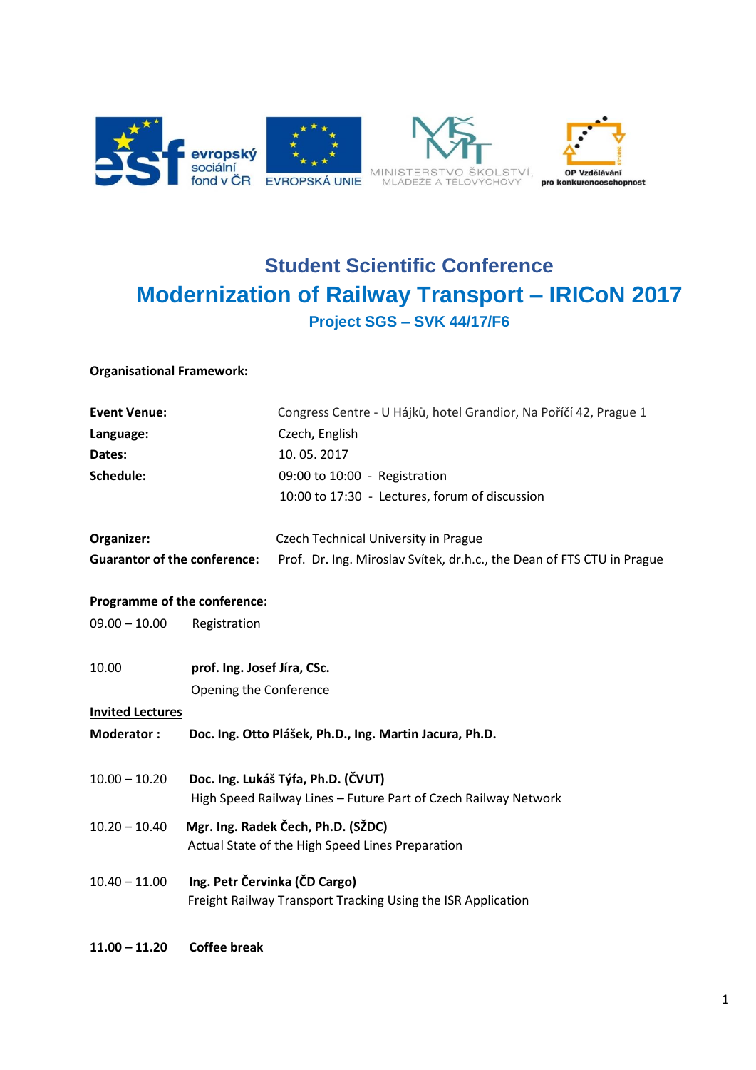## Student Scientific Conference

# Modernization of Railway Transport – IRICoN 2017

### Project SGS – SVK 44/17/F6

**Organisational Framework:**

| | |
|---|---|
| **Event Venue:** | Congress Centre - U Hájků, hotel Grandior, Na Poříčí 42, Prague 1 |
| **Language:** | Czech, English |
| **Dates:** | 10. 05. 2017 |
| **Schedule:** | 09:00 to 10:00 - Registration |
| | 10:00 to 17:30 - Lectures, forum of discussion |
| **Organizer:** | Czech Technical University in Prague |
| **Guarantor of the conference:** | Prof. Dr. Ing. Miroslav Svítek, dr.h.c., the Dean of FTS CTU in Prague |

**Programme of the conference:**

09.00 – 10.00 Registration

10.00 **prof. Ing. Josef Jíra, CSc.**
Opening the Conference

**Invited Lectures**

**Moderator : Doc. Ing. Otto Plášek, Ph.D., Ing. Martin Jacura, Ph.D.**

10.00 – 10.20 **Doc. Ing. Lukáš Týfa, Ph.D. (ČVUT)**
High Speed Railway Lines – Future Part of Czech Railway Network

10.20 – 10.40 **Mgr. Ing. Radek Čech, Ph.D. (SŽDC)**
Actual State of the High Speed Lines Preparation

10.40 – 11.00 **Ing. Petr Červinka (ČD Cargo)**
Freight Railway Transport Tracking Using the ISR Application

**11.00 – 11.20 Coffee break**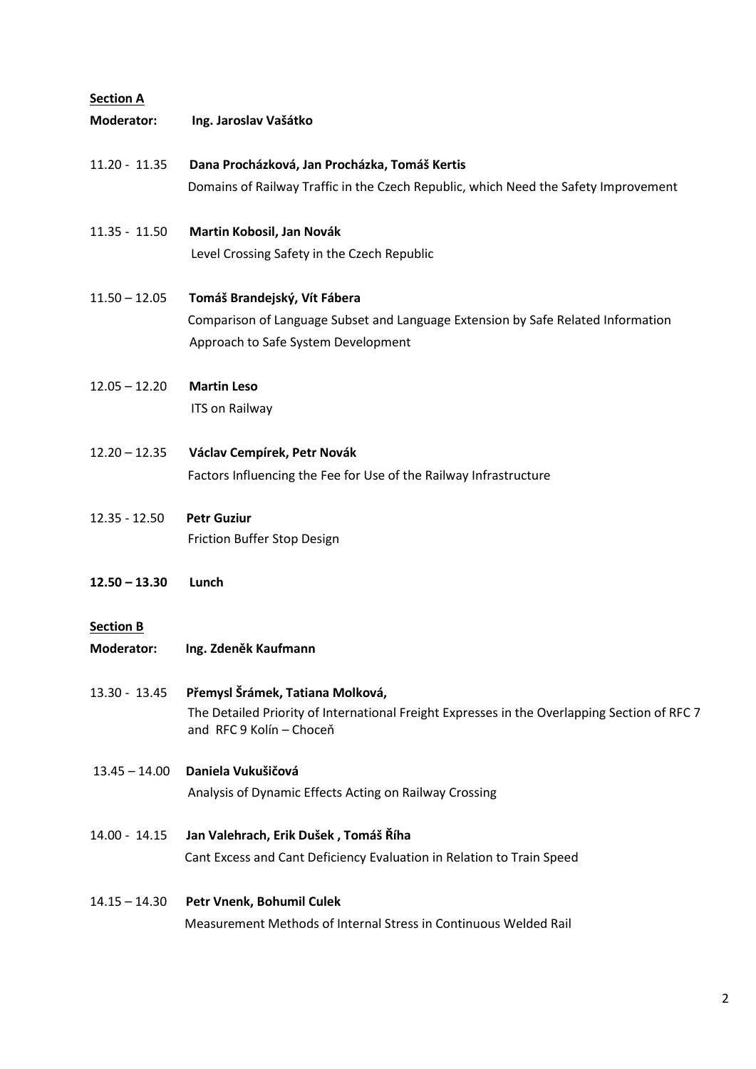**Section A**

**Moderator:** **Ing. Jaroslav Vašátko**

11.20 - 11.35 **Dana Procházková, Jan Procházka, Tomáš Kertis**
Domains of Railway Traffic in the Czech Republic, which Need the Safety Improvement

11.35 - 11.50 **Martin Kobosil, Jan Novák**
Level Crossing Safety in the Czech Republic

11.50 – 12.05 **Tomáš Brandejský, Vít Fábera**
Comparison of Language Subset and Language Extension by Safe Related Information Approach to Safe System Development

12.05 – 12.20 **Martin Leso**
ITS on Railway

12.20 – 12.35 **Václav Cempírek, Petr Novák**
Factors Influencing the Fee for Use of the Railway Infrastructure

12.35 - 12.50 **Petr Guziur**
Friction Buffer Stop Design

**12.50 – 13.30 Lunch**

**Section B**

**Moderator:** **Ing. Zdeněk Kaufmann**

13.30 - 13.45 **Přemysl Šrámek, Tatiana Molková,**
The Detailed Priority of International Freight Expresses in the Overlapping Section of RFC 7 and RFC 9 Kolín – Choceň

13.45 – 14.00 **Daniela Vukušičová**
Analysis of Dynamic Effects Acting on Railway Crossing

14.00 - 14.15 **Jan Valehrach, Erik Dušek , Tomáš Říha**
Cant Excess and Cant Deficiency Evaluation in Relation to Train Speed

14.15 – 14.30 **Petr Vnenk, Bohumil Culek**
Measurement Methods of Internal Stress in Continuous Welded Rail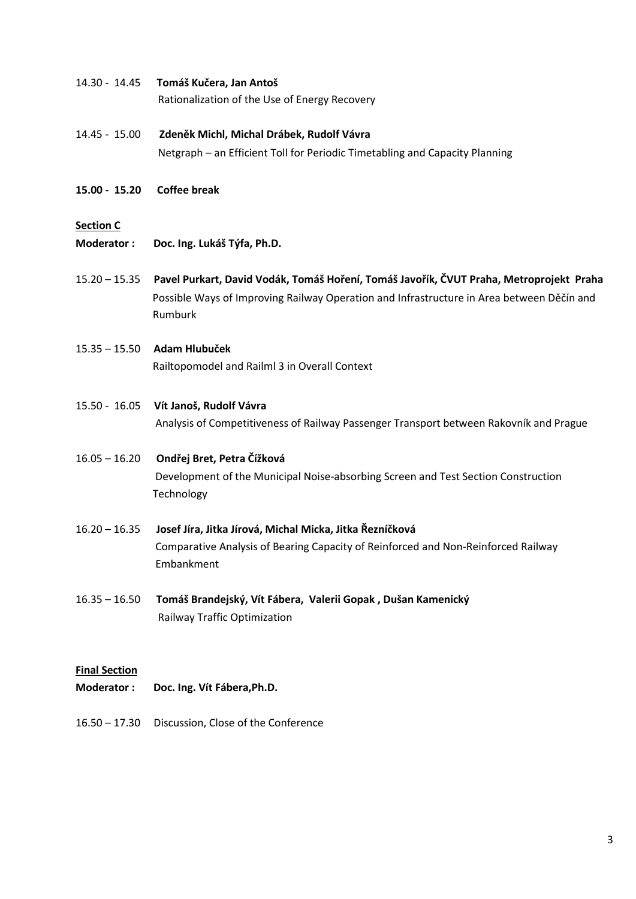14.30 - 14.45 **Tomáš Kučera, Jan Antoš**
Rationalization of the Use of Energy Recovery

14.45 - 15.00 **Zdeněk Michl, Michal Drábek, Rudolf Vávra**
Netgraph – an Efficient Toll for Periodic Timetabling and Capacity Planning

**15.00 - 15.20 Coffee break**

**Section C**

**Moderator : Doc. Ing. Lukáš Týfa, Ph.D.**

15.20 – 15.35 **Pavel Purkart, David Vodák, Tomáš Hoření, Tomáš Javořík, ČVUT Praha, Metroprojekt Praha**
Possible Ways of Improving Railway Operation and Infrastructure in Area between Děčín and Rumburk

15.35 – 15.50 **Adam Hlubuček**
Railtopomodel and Railml 3 in Overall Context

15.50 - 16.05 **Vít Janoš, Rudolf Vávra**
Analysis of Competitiveness of Railway Passenger Transport between Rakovník and Prague

16.05 – 16.20 **Ondřej Bret, Petra Čížková**
Development of the Municipal Noise-absorbing Screen and Test Section Construction Technology

16.20 – 16.35 **Josef Jíra, Jitka Jírová, Michal Micka, Jitka Řezníčková**
Comparative Analysis of Bearing Capacity of Reinforced and Non-Reinforced Railway Embankment

16.35 – 16.50 **Tomáš Brandejský, Vít Fábera, Valerii Gopak , Dušan Kamenický**
Railway Traffic Optimization

**Final Section**

**Moderator : Doc. Ing. Vít Fábera,Ph.D.**

16.50 – 17.30 Discussion, Close of the Conference